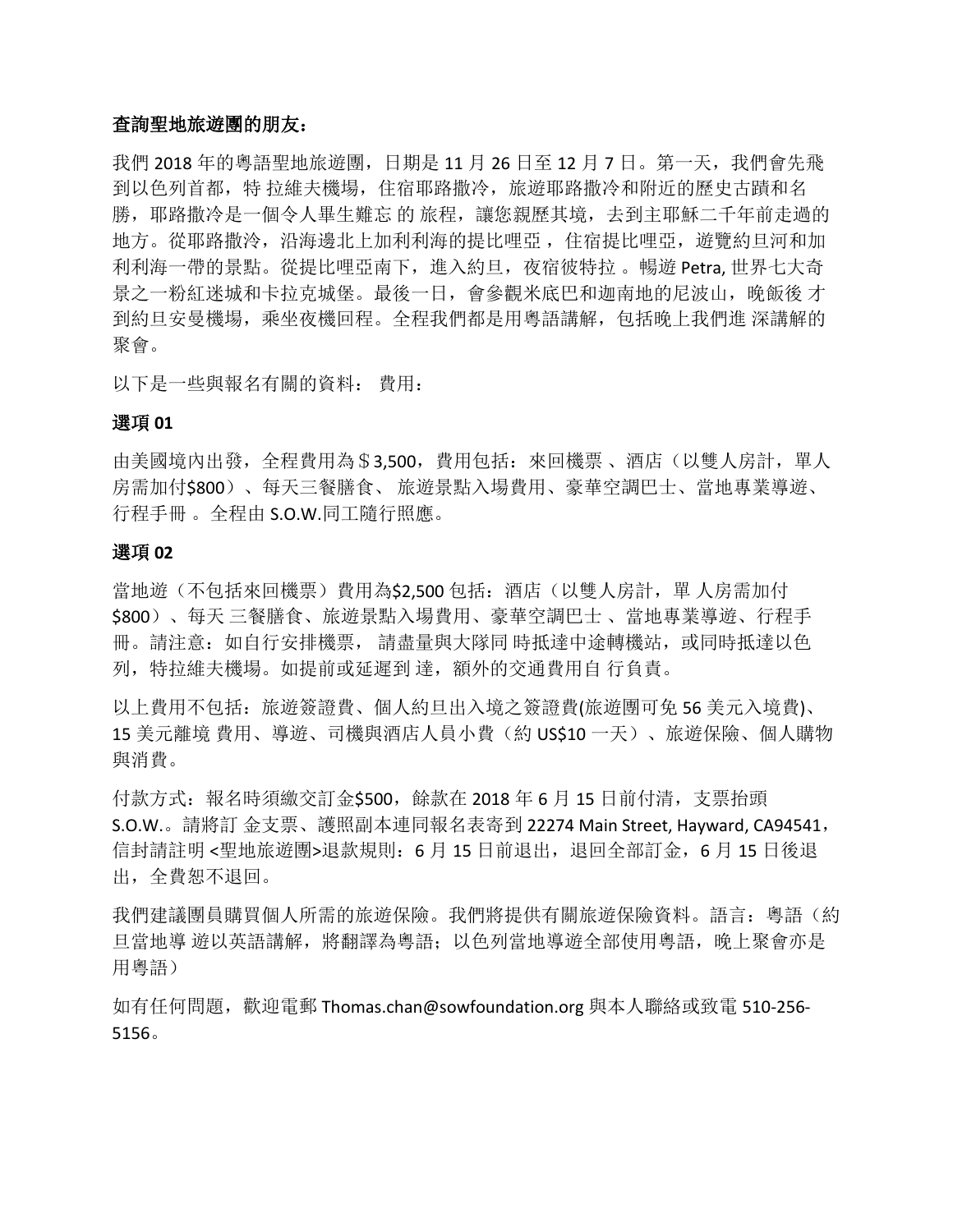**查詢聖地旅遊團的朋友：**

我們 2018 年的粵語聖地旅遊團，日期是 11 月 26 日至 12 月 7 日。第一天，我們會先飛到以色列首都，特 拉維夫機場，住宿耶路撒冷，旅遊耶路撒冷和附近的歷史古蹟和名勝，耶路撒冷是一個令人畢生難忘 的 旅程，讓您親歷其境，去到主耶穌二千年前走過的地方。從耶路撒冷，沿海邊北上加利利海的提比哩亞 ，住宿提比哩亞，遊覽約旦河和加利利海一帶的景點。從提比哩亞南下，進入約旦，夜宿彼特拉 。暢遊 Petra, 世界七大奇景之一粉紅迷城和卡拉克城堡。最後一日，會參觀米底巴和迦南地的尼波山，晚飯後 才到約旦安曼機場，乘坐夜機回程。全程我們都是用粵語講解，包括晚上我們進 深講解的聚會。

以下是一些與報名有關的資料： 費用：

**選項 01**

由美國境內出發，全程費用為＄3,500，費用包括：來回機票 、酒店（以雙人房計，單人房需加付$800）、每天三餐膳食、 旅遊景點入場費用、豪華空調巴士、當地專業導遊、行程手冊 。全程由 S.O.W.同工隨行照應。

**選項 02**

當地遊（不包括來回機票）費用為$2,500 包括：酒店（以雙人房計，單 人房需加付$800）、每天 三餐膳食、旅遊景點入場費用、豪華空調巴士 、當地專業導遊、行程手冊。請注意：如自行安排機票， 請盡量與大隊同 時抵達中途轉機站，或同時抵達以色列，特拉維夫機場。如提前或延遲到 達，額外的交通費用自 行負責。

以上費用不包括：旅遊簽證費、個人約旦出入境之簽證費(旅遊團可免 56 美元入境費)、15 美元離境 費用、導遊、司機與酒店人員小費（約 US$10 一天）、旅遊保險、個人購物與消費。

付款方式：報名時須繳交訂金$500，餘款在 2018 年 6 月 15 日前付清，支票抬頭 S.O.W.。請將訂 金支票、護照副本連同報名表寄到 22274 Main Street, Hayward, CA94541，信封請註明 <聖地旅遊團>退款規則：6 月 15 日前退出，退回全部訂金，6 月 15 日後退出，全費恕不退回。

我們建議團員購買個人所需的旅遊保險。我們將提供有關旅遊保險資料。語言：粵語（約旦當地導 遊以英語講解，將翻譯為粵語；以色列當地導遊全部使用粵語，晚上聚會亦是用粵語）

如有任何問題，歡迎電郵 Thomas.chan@sowfoundation.org 與本人聯絡或致電 510-256-5156。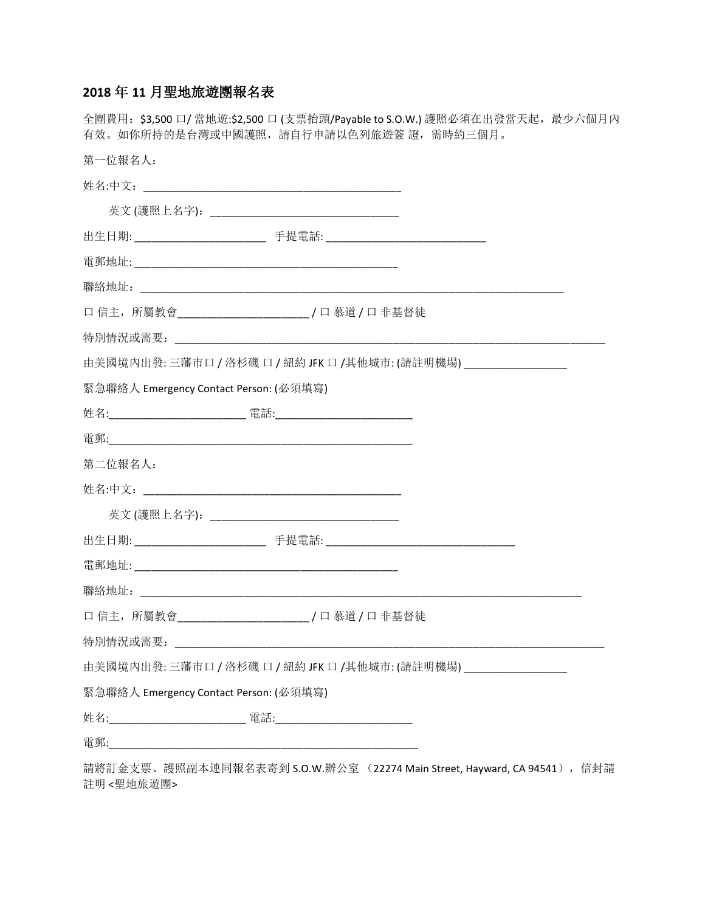## 2018 年 11 月聖地旅遊團報名表

全團費用：$3,500 口/ 當地遊:$2,500 口 (支票抬頭/Payable to S.O.W.) 護照必須在出發當天起，最少六個月內有效。如你所持的是台灣或中國護照，請自行申請以色列旅遊簽 證，需時約三個月。

第一位報名人：

姓名:中文：_____________________________________________

英文 (護照上名字)：_________________________________

出生日期: _______________________ 手提電話: ____________________________

電郵地址: ______________________________________________

聯絡地址：__________________________________________________________________________

口 信主，所屬教會_______________________ / 口 慕道 / 口 非基督徒

特別情況或需要：________________________________________________________________________________

由美國境內出發: 三藩市口 / 洛杉磯 口 / 紐約 JFK 口 /其他城市: (請註明機場) __________________

緊急聯絡人 Emergency Contact Person: (必須填寫)

姓名:________________________ 電話:________________________

電郵:_______________________________________________________

第二位報名人：

姓名:中文：_____________________________________________

英文 (護照上名字)：_________________________________

出生日期: _______________________ 手提電話: _________________________________

電郵地址: ______________________________________________

聯絡地址：_____________________________________________________________________________

口 信主，所屬教會_______________________ / 口 慕道 / 口 非基督徒

特別情況或需要：________________________________________________________________________________

由美國境內出發: 三藩市口 / 洛杉磯 口 / 紐約 JFK 口 /其他城市: (請註明機場) __________________

緊急聯絡人 Emergency Contact Person: (必須填寫)

姓名:________________________ 電話:________________________

電郵:________________________________________________________

請將訂金支票、護照副本連同報名表寄到 S.O.W.辦公室 （22274 Main Street, Hayward, CA 94541），信封請註明 <聖地旅遊團>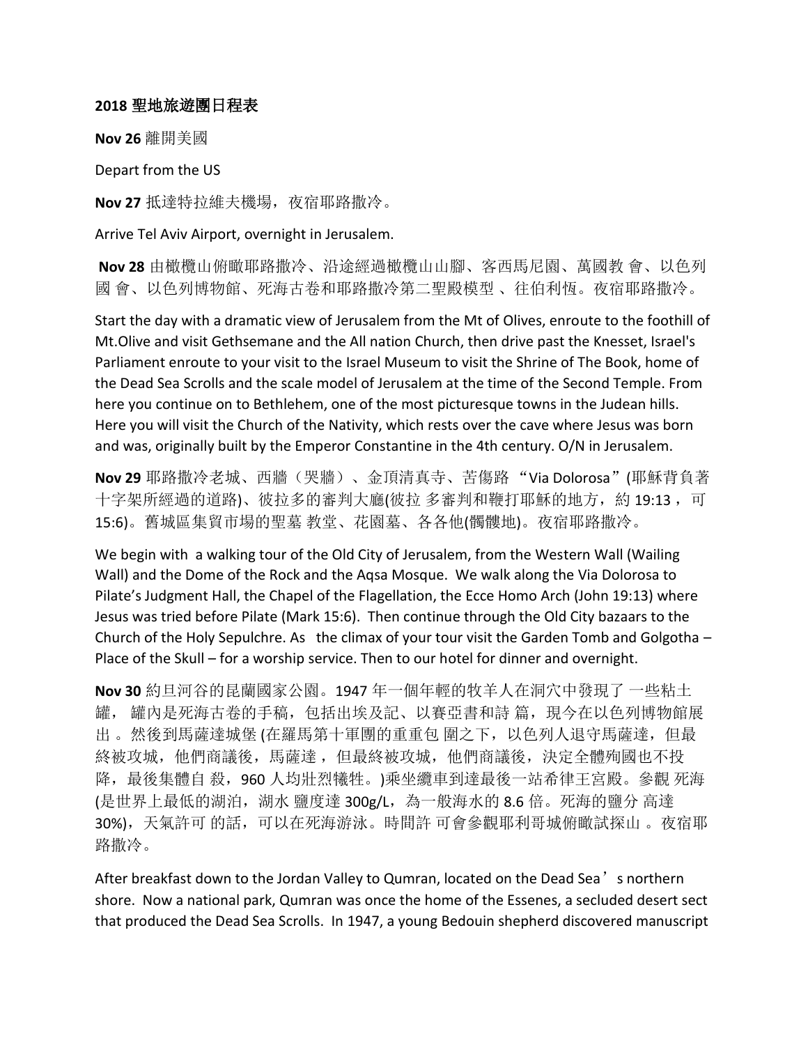**2018 聖地旅遊團日程表**

**Nov 26** 離開美國

Depart from the US

**Nov 27** 抵達特拉維夫機場，夜宿耶路撒冷。

Arrive Tel Aviv Airport, overnight in Jerusalem.

**Nov 28** 由橄欖山俯瞰耶路撒冷、沿途經過橄欖山山腳、客西馬尼園、萬國教 會、以色列國 會、以色列博物館、死海古卷和耶路撒冷第二聖殿模型 、往伯利恆。夜宿耶路撒冷。

Start the day with a dramatic view of Jerusalem from the Mt of Olives, enroute to the foothill of Mt.Olive and visit Gethsemane and the All nation Church, then drive past the Knesset, Israel's Parliament enroute to your visit to the Israel Museum to visit the Shrine of The Book, home of the Dead Sea Scrolls and the scale model of Jerusalem at the time of the Second Temple. From here you continue on to Bethlehem, one of the most picturesque towns in the Judean hills. Here you will visit the Church of the Nativity, which rests over the cave where Jesus was born and was, originally built by the Emperor Constantine in the 4th century. O/N in Jerusalem.

**Nov 29** 耶路撒冷老城、西牆（哭牆）、金頂清真寺、苦傷路 “Via Dolorosa”(耶穌背負著十字架所經過的道路)、彼拉多的審判大廳(彼拉 多審判和鞭打耶穌的地方，約 19:13 ，可 15:6)。舊城區集貿市場的聖墓 教堂、花園墓、各各他(髑髏地)。夜宿耶路撒冷。

We begin with a walking tour of the Old City of Jerusalem, from the Western Wall (Wailing Wall) and the Dome of the Rock and the Aqsa Mosque. We walk along the Via Dolorosa to Pilate's Judgment Hall, the Chapel of the Flagellation, the Ecce Homo Arch (John 19:13) where Jesus was tried before Pilate (Mark 15:6). Then continue through the Old City bazaars to the Church of the Holy Sepulchre. As the climax of your tour visit the Garden Tomb and Golgotha – Place of the Skull – for a worship service. Then to our hotel for dinner and overnight.

**Nov 30** 約旦河谷的昆蘭國家公園。1947 年一個年輕的牧羊人在洞穴中發現了 一些粘土罐， 罐內是死海古卷的手稿，包括出埃及記、以賽亞書和詩 篇，現今在以色列博物館展出 。然後到馬薩達城堡 (在羅馬第十軍團的重重包 圍之下，以色列人退守馬薩達，但最終被攻城，他們商議後，馬薩達 ，但最終被攻城，他們商議後，決定全體殉國也不投降，最後集體自 殺，960 人均壯烈犧牲。)乘坐纜車到達最後一站希律王宮殿。參觀 死海(是世界上最低的湖泊，湖水 鹽度達 300g/L，為一般海水的 8.6 倍。死海的鹽分 高達 30%)，天氣許可 的話，可以在死海游泳。時間許 可會參觀耶利哥城俯瞰試探山 。夜宿耶路撒冷。

After breakfast down to the Jordan Valley to Qumran, located on the Dead Sea's northern shore. Now a national park, Qumran was once the home of the Essenes, a secluded desert sect that produced the Dead Sea Scrolls. In 1947, a young Bedouin shepherd discovered manuscript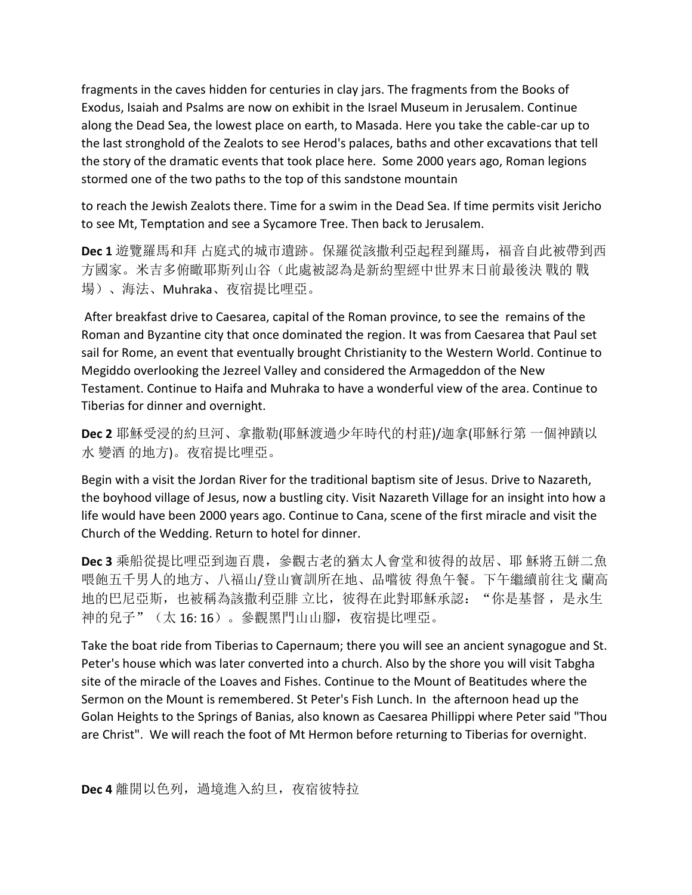fragments in the caves hidden for centuries in clay jars. The fragments from the Books of Exodus, Isaiah and Psalms are now on exhibit in the Israel Museum in Jerusalem. Continue along the Dead Sea, the lowest place on earth, to Masada. Here you take the cable-car up to the last stronghold of the Zealots to see Herod's palaces, baths and other excavations that tell the story of the dramatic events that took place here. Some 2000 years ago, Roman legions stormed one of the two paths to the top of this sandstone mountain

to reach the Jewish Zealots there. Time for a swim in the Dead Sea. If time permits visit Jericho to see Mt, Temptation and see a Sycamore Tree. Then back to Jerusalem.

**Dec 1** 遊覽羅馬和拜 占庭式的城市遺跡。保羅從該撒利亞起程到羅馬，福音自此被帶到西方國家。米吉多俯瞰耶斯列山谷（此處被認為是新約聖經中世界末日前最後決 戰的 戰場）、海法、Muhraka、夜宿提比哩亞。

After breakfast drive to Caesarea, capital of the Roman province, to see the remains of the Roman and Byzantine city that once dominated the region. It was from Caesarea that Paul set sail for Rome, an event that eventually brought Christianity to the Western World. Continue to Megiddo overlooking the Jezreel Valley and considered the Armageddon of the New Testament. Continue to Haifa and Muhraka to have a wonderful view of the area. Continue to Tiberias for dinner and overnight.

**Dec 2** 耶穌受浸的約旦河、拿撒勒(耶穌渡過少年時代的村莊)/迦拿(耶穌行第 一個神蹟以 水 變酒 的地方)。夜宿提比哩亞。

Begin with a visit the Jordan River for the traditional baptism site of Jesus. Drive to Nazareth, the boyhood village of Jesus, now a bustling city. Visit Nazareth Village for an insight into how a life would have been 2000 years ago. Continue to Cana, scene of the first miracle and visit the Church of the Wedding. Return to hotel for dinner.

**Dec 3** 乘船從提比哩亞到迦百農，參觀古老的猶太人會堂和彼得的故居、耶 穌將五餅二魚喂飽五千男人的地方、八福山/登山寶訓所在地、品嚐彼 得魚午餐。下午繼續前往戈 蘭高地的巴尼亞斯，也被稱為該撒利亞腓 立比，彼得在此對耶穌承認：“你是基督，是永生神的兒子”（太 16: 16）。參觀黑門山山腳，夜宿提比哩亞。

Take the boat ride from Tiberias to Capernaum; there you will see an ancient synagogue and St. Peter's house which was later converted into a church. Also by the shore you will visit Tabgha site of the miracle of the Loaves and Fishes. Continue to the Mount of Beatitudes where the Sermon on the Mount is remembered. St Peter's Fish Lunch. In the afternoon head up the Golan Heights to the Springs of Banias, also known as Caesarea Phillippi where Peter said "Thou are Christ". We will reach the foot of Mt Hermon before returning to Tiberias for overnight.

**Dec 4** 離開以色列，過境進入約旦，夜宿彼特拉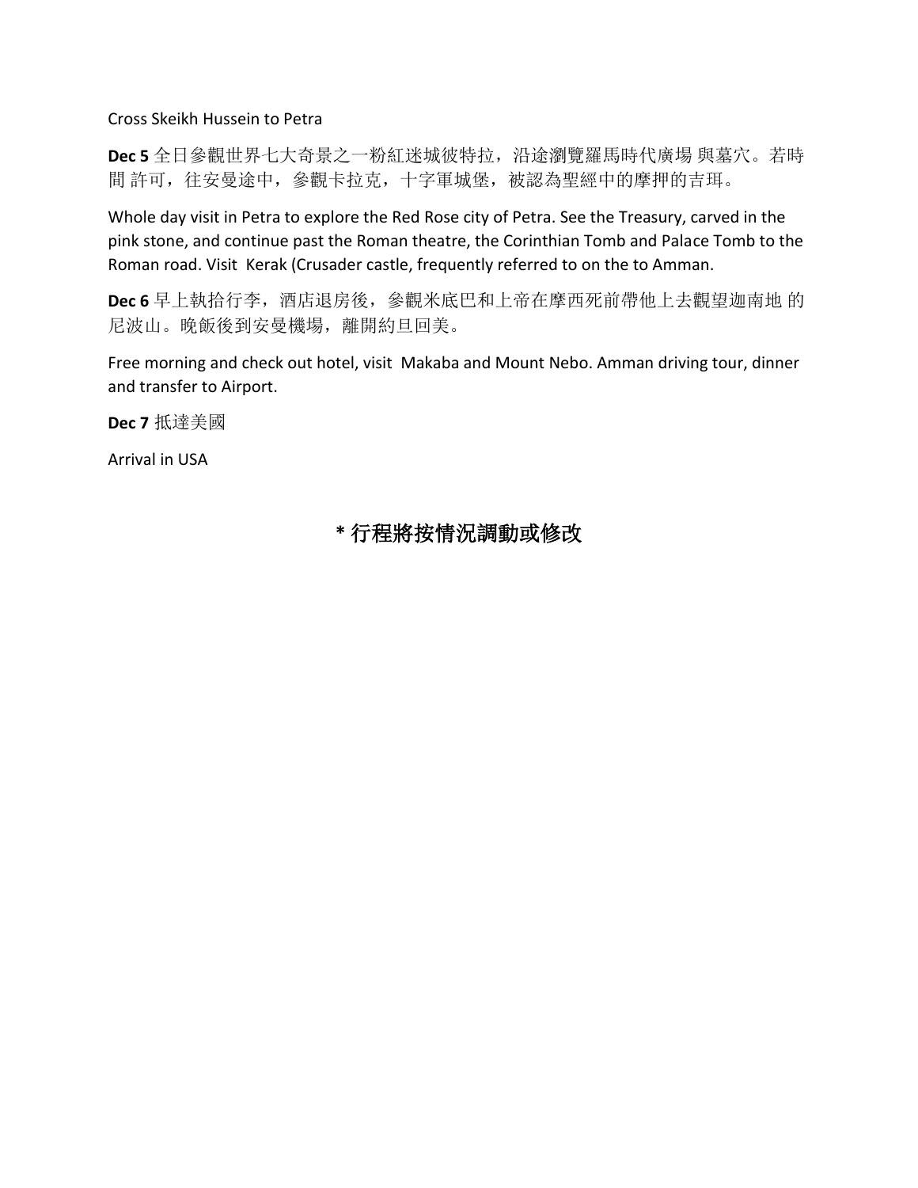Cross Skeikh Hussein to Petra

**Dec 5** 全日參觀世界七大奇景之一粉紅迷城彼特拉，沿途瀏覽羅馬時代廣場 與墓穴。若時間 許可，往安曼途中，參觀卡拉克，十字軍城堡，被認為聖經中的摩押的吉珥。

Whole day visit in Petra to explore the Red Rose city of Petra. See the Treasury, carved in the pink stone, and continue past the Roman theatre, the Corinthian Tomb and Palace Tomb to the Roman road. Visit  Kerak (Crusader castle, frequently referred to on the to Amman.

**Dec 6** 早上執拾行李，酒店退房後，參觀米底巴和上帝在摩西死前帶他上去觀望迦南地 的尼波山。晚飯後到安曼機場，離開約旦回美。

Free morning and check out hotel, visit  Makaba and Mount Nebo. Amman driving tour, dinner and transfer to Airport.

**Dec 7** 抵達美國

Arrival in USA

## * 行程將按情況調動或修改